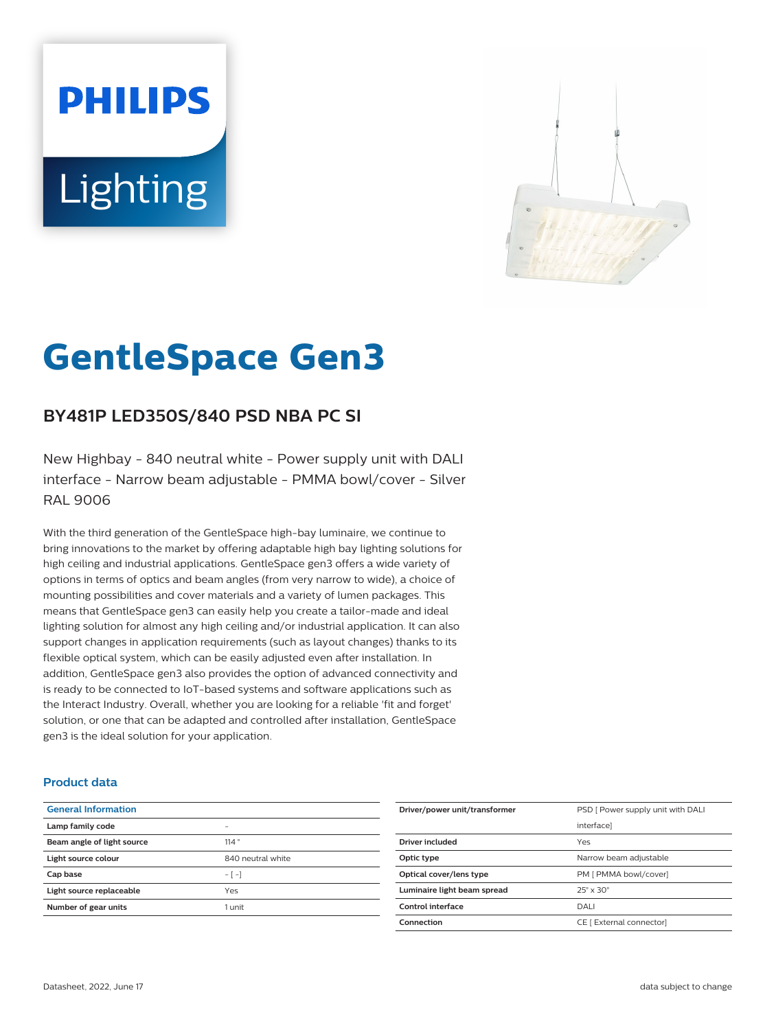# GentleSpace Gen3

## BY481P LED350S/840 PSD NBA PC SI

New Highbay - 840 neutral white - Power supply unit with DALI interface - Narrow beam adjustable - PMMA bowl/cover - Silver RAL 9006

With the third generation of the GentleSpace high-bay luminaire, we continue to bring innovations to the market by offering adaptable high bay lighting solutions for high ceiling and industrial applications. GentleSpace gen3 offers a wide variety of options in terms of optics and beam angles (from very narrow to wide), a choice of mounting possibilities and cover materials and a variety of lumen packages. This means that GentleSpace gen3 can easily help you create a tailor-made and ideal lighting solution for almost any high ceiling and/or industrial application. It can also support changes in application requirements (such as layout changes) thanks to its flexible optical system, which can be easily adjusted even after installation. In addition, GentleSpace gen3 also provides the option of advanced connectivity and is ready to be connected to IoT-based systems and software applications such as the Interact Industry. Overall, whether you are looking for a reliable 'fit and forget' solution, or one that can be adapted and controlled after installation, GentleSpace gen3 is the ideal solution for your application.

### Product data

| General Information | |
|---|---|
| Lamp family code | - |
| Beam angle of light source | 114 ° |
| Light source colour | 840 neutral white |
| Cap base | - [ -] |
| Light source replaceable | Yes |
| Number of gear units | 1 unit |
| Driver/power unit/transformer | PSD [ Power supply unit with DALI interface] |
| Driver included | Yes |
| Optic type | Narrow beam adjustable |
| Optical cover/lens type | PM [ PMMA bowl/cover] |
| Luminaire light beam spread | 25° x 30° |
| Control interface | DALI |
| Connection | CE [ External connector] |

Datasheet, 2022, June 17 — data subject to change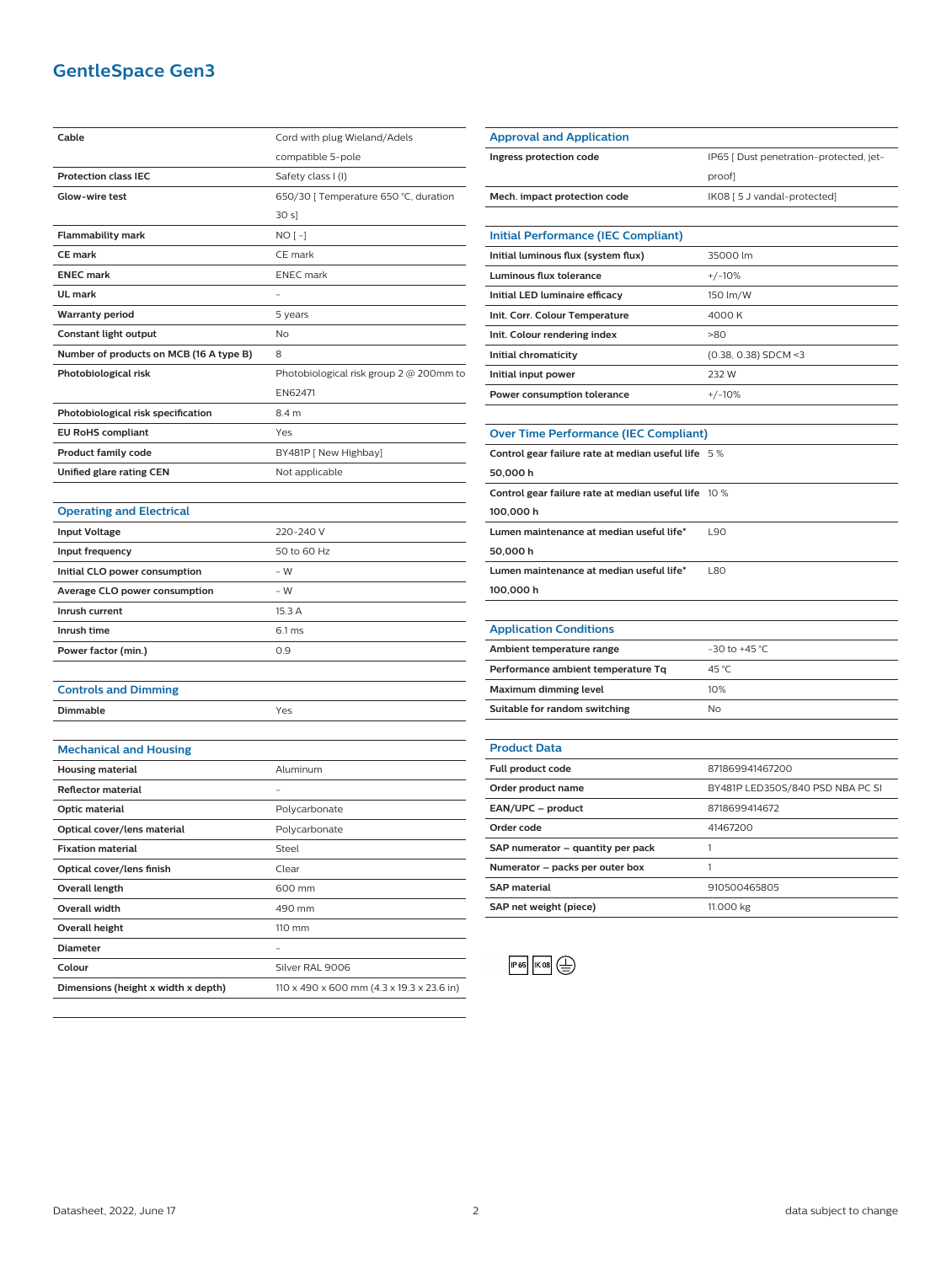# GentleSpace Gen3

| | |
|---|---|
| **Cable** | Cord with plug Wieland/Adels compatible 5-pole |
| **Protection class IEC** | Safety class I (I) |
| **Glow-wire test** | 650/30 [ Temperature 650 °C, duration 30 s] |
| **Flammability mark** | NO [ -] |
| **CE mark** | CE mark |
| **ENEC mark** | ENEC mark |
| **UL mark** | - |
| **Warranty period** | 5 years |
| **Constant light output** | No |
| **Number of products on MCB (16 A type B)** | 8 |
| **Photobiological risk** | Photobiological risk group 2 @ 200mm to EN62471 |
| **Photobiological risk specification** | 8.4 m |
| **EU RoHS compliant** | Yes |
| **Product family code** | BY481P [ New Highbay] |
| **Unified glare rating CEN** | Not applicable |

## Operating and Electrical

| | |
|---|---|
| **Input Voltage** | 220-240 V |
| **Input frequency** | 50 to 60 Hz |
| **Initial CLO power consumption** | - W |
| **Average CLO power consumption** | - W |
| **Inrush current** | 15.3 A |
| **Inrush time** | 6.1 ms |
| **Power factor (min.)** | 0.9 |

## Controls and Dimming

| | |
|---|---|
| **Dimmable** | Yes |

## Mechanical and Housing

| | |
|---|---|
| **Housing material** | Aluminum |
| **Reflector material** | - |
| **Optic material** | Polycarbonate |
| **Optical cover/lens material** | Polycarbonate |
| **Fixation material** | Steel |
| **Optical cover/lens finish** | Clear |
| **Overall length** | 600 mm |
| **Overall width** | 490 mm |
| **Overall height** | 110 mm |
| **Diameter** | - |
| **Colour** | Silver RAL 9006 |
| **Dimensions (height x width x depth)** | 110 x 490 x 600 mm (4.3 x 19.3 x 23.6 in) |

## Approval and Application

| | |
|---|---|
| **Ingress protection code** | IP65 [ Dust penetration-protected, jet-proof] |
| **Mech. impact protection code** | IK08 [ 5 J vandal-protected] |

## Initial Performance (IEC Compliant)

| | |
|---|---|
| **Initial luminous flux (system flux)** | 35000 lm |
| **Luminous flux tolerance** | +/-10% |
| **Initial LED luminaire efficacy** | 150 lm/W |
| **Init. Corr. Colour Temperature** | 4000 K |
| **Init. Colour rendering index** | >80 |
| **Initial chromaticity** | (0.38, 0.38) SDCM <3 |
| **Initial input power** | 232 W |
| **Power consumption tolerance** | +/-10% |

## Over Time Performance (IEC Compliant)

| | |
|---|---|
| **Control gear failure rate at median useful life 50,000 h** | 5 % |
| **Control gear failure rate at median useful life 100,000 h** | 10 % |
| **Lumen maintenance at median useful life* 50,000 h** | L90 |
| **Lumen maintenance at median useful life* 100,000 h** | L80 |

## Application Conditions

| | |
|---|---|
| **Ambient temperature range** | -30 to +45 °C |
| **Performance ambient temperature Tq** | 45 °C |
| **Maximum dimming level** | 10% |
| **Suitable for random switching** | No |

## Product Data

| | |
|---|---|
| **Full product code** | 871869941467200 |
| **Order product name** | BY481P LED350S/840 PSD NBA PC SI |
| **EAN/UPC – product** | 8718699414672 |
| **Order code** | 41467200 |
| **SAP numerator – quantity per pack** | 1 |
| **Numerator – packs per outer box** | 1 |
| **SAP material** | 910500465805 |
| **SAP net weight (piece)** | 11.000 kg |

IP65 IK08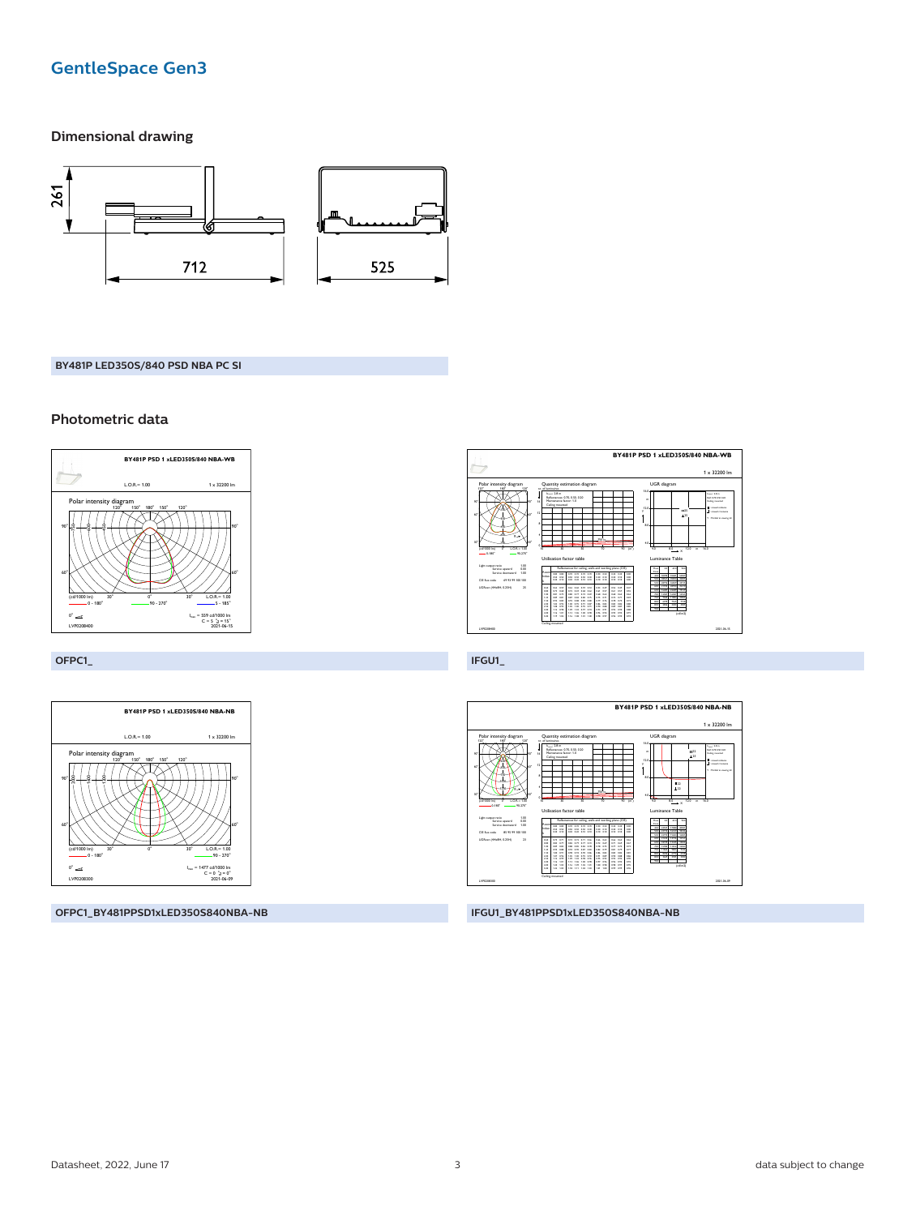## Dimensional drawing

BY481P LED350S/840 PSD NBA PC SI

## Photometric data

OFPC1_

IFGU1_

OFPC1_BY481PPSD1xLED350S840NBA-NB

IFGU1_BY481PPSD1xLED350S840NBA-NB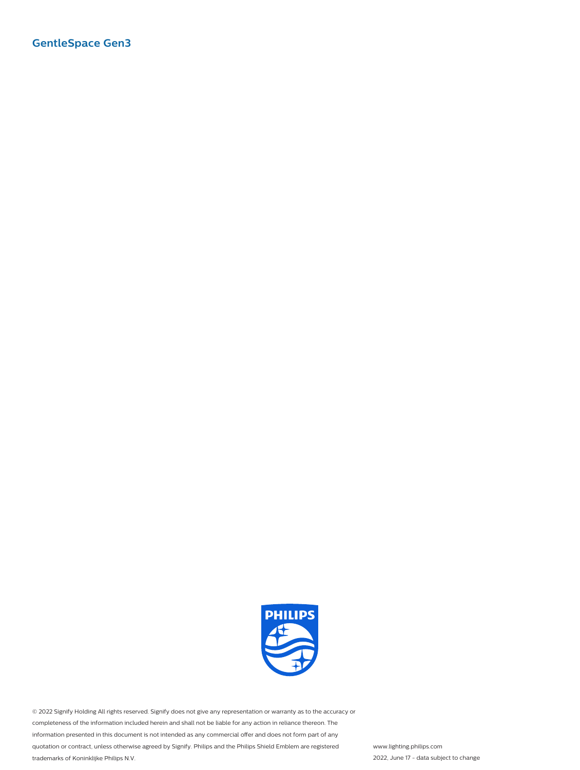© 2022 Signify Holding All rights reserved. Signify does not give any representation or warranty as to the accuracy or completeness of the information included herein and shall not be liable for any action in reliance thereon. The information presented in this document is not intended as any commercial offer and does not form part of any quotation or contract, unless otherwise agreed by Signify. Philips and the Philips Shield Emblem are registered trademarks of Koninklijke Philips N.V.

www.lighting.philips.com

2022, June 17 - data subject to change